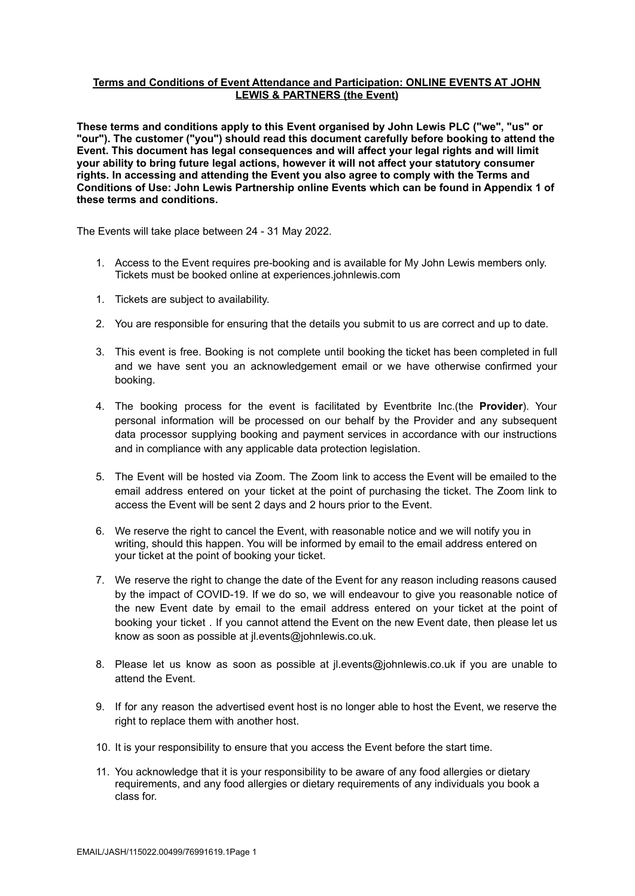**Terms and Conditions of Event Attendance and Participation: ONLINE EVENTS AT JOHN LEWIS & PARTNERS (the Event)**

**These terms and conditions apply to this Event organised by John Lewis PLC ("we", "us" or "our"). The customer ("you") should read this document carefully before booking to attend the Event. This document has legal consequences and will affect your legal rights and will limit your ability to bring future legal actions, however it will not affect your statutory consumer rights. In accessing and attending the Event you also agree to comply with the Terms and Conditions of Use: John Lewis Partnership online Events which can be found in Appendix 1 of these terms and conditions.**

The Events will take place between 24 - 31 May 2022.

1. Access to the Event requires pre-booking and is available for My John Lewis members only. Tickets must be booked online at experiences.johnlewis.com

1. Tickets are subject to availability.

2. You are responsible for ensuring that the details you submit to us are correct and up to date.

3. This event is free. Booking is not complete until booking the ticket has been completed in full and we have sent you an acknowledgement email or we have otherwise confirmed your booking.

4. The booking process for the event is facilitated by Eventbrite Inc.(the **Provider**). Your personal information will be processed on our behalf by the Provider and any subsequent data processor supplying booking and payment services in accordance with our instructions and in compliance with any applicable data protection legislation.

5. The Event will be hosted via Zoom. The Zoom link to access the Event will be emailed to the email address entered on your ticket at the point of purchasing the ticket. The Zoom link to access the Event will be sent 2 days and 2 hours prior to the Event.

6. We reserve the right to cancel the Event, with reasonable notice and we will notify you in writing, should this happen. You will be informed by email to the email address entered on your ticket at the point of booking your ticket.

7. We reserve the right to change the date of the Event for any reason including reasons caused by the impact of COVID-19. If we do so, we will endeavour to give you reasonable notice of the new Event date by email to the email address entered on your ticket at the point of booking your ticket . If you cannot attend the Event on the new Event date, then please let us know as soon as possible at jl.events@johnlewis.co.uk.

8. Please let us know as soon as possible at jl.events@johnlewis.co.uk if you are unable to attend the Event.

9. If for any reason the advertised event host is no longer able to host the Event, we reserve the right to replace them with another host.

10. It is your responsibility to ensure that you access the Event before the start time.

11. You acknowledge that it is your responsibility to be aware of any food allergies or dietary requirements, and any food allergies or dietary requirements of any individuals you book a class for.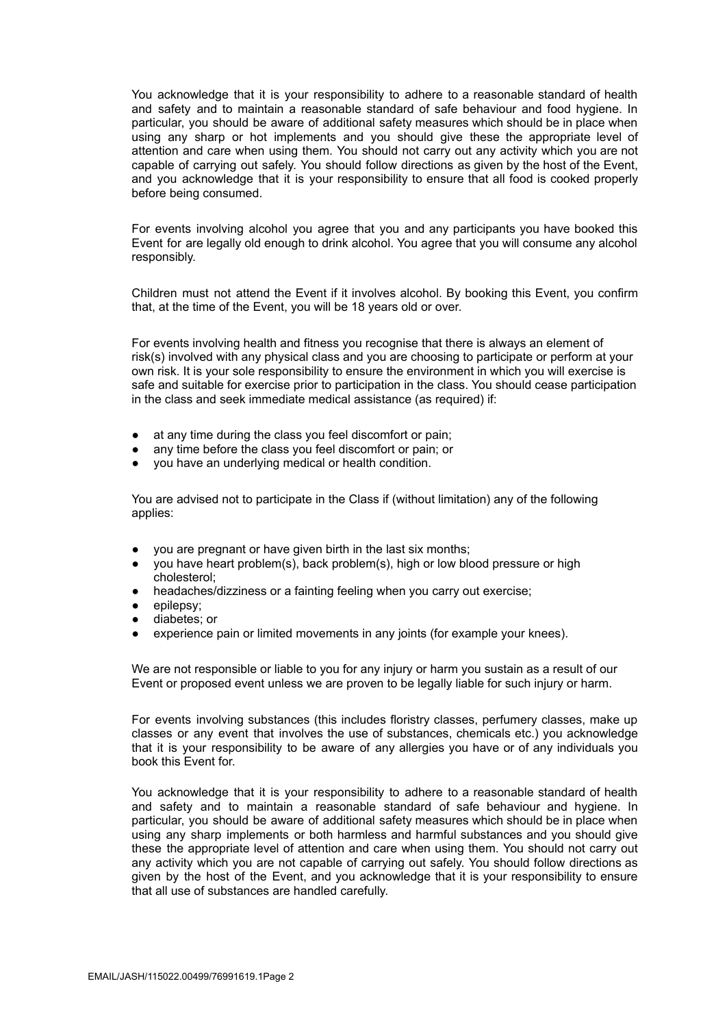You acknowledge that it is your responsibility to adhere to a reasonable standard of health and safety and to maintain a reasonable standard of safe behaviour and food hygiene. In particular, you should be aware of additional safety measures which should be in place when using any sharp or hot implements and you should give these the appropriate level of attention and care when using them. You should not carry out any activity which you are not capable of carrying out safely. You should follow directions as given by the host of the Event, and you acknowledge that it is your responsibility to ensure that all food is cooked properly before being consumed.

For events involving alcohol you agree that you and any participants you have booked this Event for are legally old enough to drink alcohol. You agree that you will consume any alcohol responsibly.

Children must not attend the Event if it involves alcohol. By booking this Event, you confirm that, at the time of the Event, you will be 18 years old or over.

For events involving health and fitness you recognise that there is always an element of risk(s) involved with any physical class and you are choosing to participate or perform at your own risk. It is your sole responsibility to ensure the environment in which you will exercise is safe and suitable for exercise prior to participation in the class. You should cease participation in the class and seek immediate medical assistance (as required) if:

- at any time during the class you feel discomfort or pain;
- any time before the class you feel discomfort or pain; or
- you have an underlying medical or health condition.

You are advised not to participate in the Class if (without limitation) any of the following applies:

- you are pregnant or have given birth in the last six months;
- you have heart problem(s), back problem(s), high or low blood pressure or high cholesterol;
- headaches/dizziness or a fainting feeling when you carry out exercise;
- epilepsy;
- diabetes; or
- experience pain or limited movements in any joints (for example your knees).

We are not responsible or liable to you for any injury or harm you sustain as a result of our Event or proposed event unless we are proven to be legally liable for such injury or harm.

For events involving substances (this includes floristry classes, perfumery classes, make up classes or any event that involves the use of substances, chemicals etc.) you acknowledge that it is your responsibility to be aware of any allergies you have or of any individuals you book this Event for.

You acknowledge that it is your responsibility to adhere to a reasonable standard of health and safety and to maintain a reasonable standard of safe behaviour and hygiene. In particular, you should be aware of additional safety measures which should be in place when using any sharp implements or both harmless and harmful substances and you should give these the appropriate level of attention and care when using them. You should not carry out any activity which you are not capable of carrying out safely. You should follow directions as given by the host of the Event, and you acknowledge that it is your responsibility to ensure that all use of substances are handled carefully.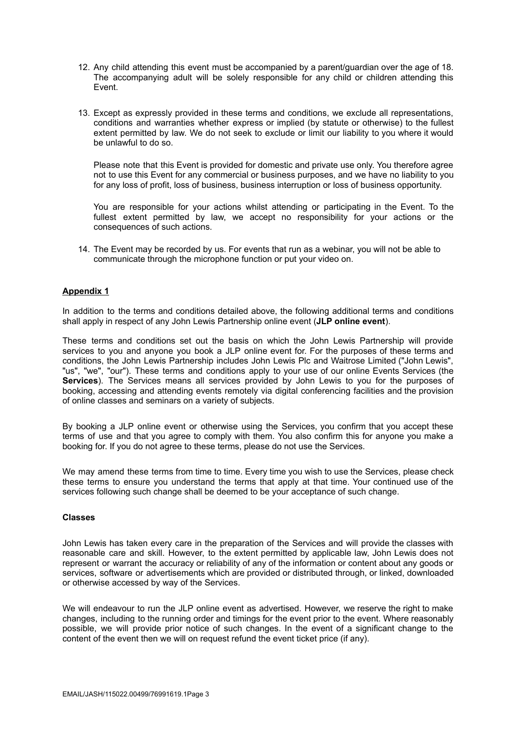12. Any child attending this event must be accompanied by a parent/guardian over the age of 18. The accompanying adult will be solely responsible for any child or children attending this Event.

13. Except as expressly provided in these terms and conditions, we exclude all representations, conditions and warranties whether express or implied (by statute or otherwise) to the fullest extent permitted by law. We do not seek to exclude or limit our liability to you where it would be unlawful to do so.

    Please note that this Event is provided for domestic and private use only. You therefore agree not to use this Event for any commercial or business purposes, and we have no liability to you for any loss of profit, loss of business, business interruption or loss of business opportunity.

    You are responsible for your actions whilst attending or participating in the Event. To the fullest extent permitted by law, we accept no responsibility for your actions or the consequences of such actions.

14. The Event may be recorded by us. For events that run as a webinar, you will not be able to communicate through the microphone function or put your video on.

**Appendix 1**

In addition to the terms and conditions detailed above, the following additional terms and conditions shall apply in respect of any John Lewis Partnership online event (**JLP online event**).

These terms and conditions set out the basis on which the John Lewis Partnership will provide services to you and anyone you book a JLP online event for. For the purposes of these terms and conditions, the John Lewis Partnership includes John Lewis Plc and Waitrose Limited ("John Lewis", "us", "we", "our"). These terms and conditions apply to your use of our online Events Services (the **Services**). The Services means all services provided by John Lewis to you for the purposes of booking, accessing and attending events remotely via digital conferencing facilities and the provision of online classes and seminars on a variety of subjects.

By booking a JLP online event or otherwise using the Services, you confirm that you accept these terms of use and that you agree to comply with them. You also confirm this for anyone you make a booking for. If you do not agree to these terms, please do not use the Services.

We may amend these terms from time to time. Every time you wish to use the Services, please check these terms to ensure you understand the terms that apply at that time. Your continued use of the services following such change shall be deemed to be your acceptance of such change.

**Classes**

John Lewis has taken every care in the preparation of the Services and will provide the classes with reasonable care and skill. However, to the extent permitted by applicable law, John Lewis does not represent or warrant the accuracy or reliability of any of the information or content about any goods or services, software or advertisements which are provided or distributed through, or linked, downloaded or otherwise accessed by way of the Services.

We will endeavour to run the JLP online event as advertised. However, we reserve the right to make changes, including to the running order and timings for the event prior to the event. Where reasonably possible, we will provide prior notice of such changes. In the event of a significant change to the content of the event then we will on request refund the event ticket price (if any).

EMAIL/JASH/115022.00499/76991619.1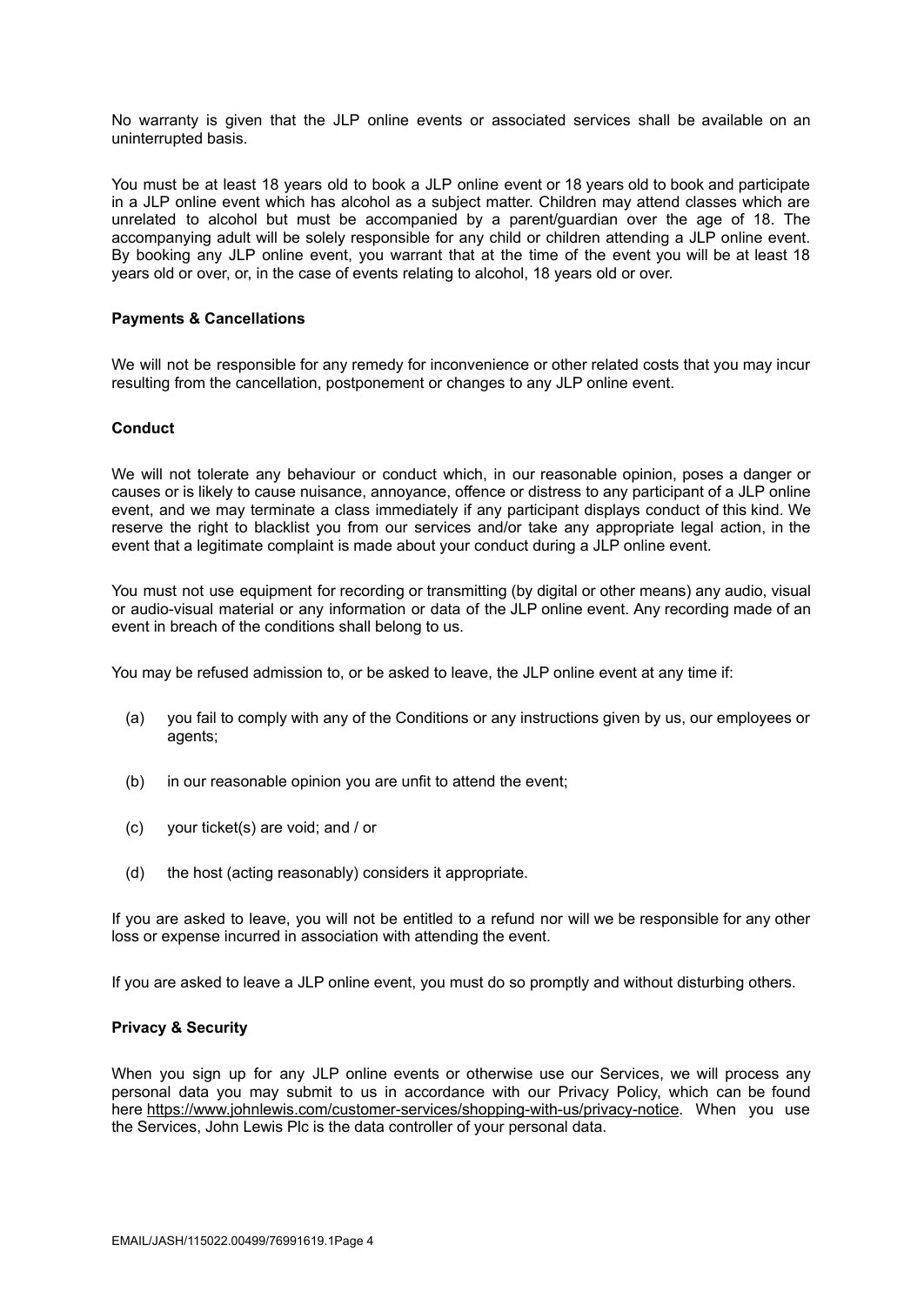No warranty is given that the JLP online events or associated services shall be available on an uninterrupted basis.

You must be at least 18 years old to book a JLP online event or 18 years old to book and participate in a JLP online event which has alcohol as a subject matter. Children may attend classes which are unrelated to alcohol but must be accompanied by a parent/guardian over the age of 18. The accompanying adult will be solely responsible for any child or children attending a JLP online event. By booking any JLP online event, you warrant that at the time of the event you will be at least 18 years old or over, or, in the case of events relating to alcohol, 18 years old or over.

**Payments & Cancellations**

We will not be responsible for any remedy for inconvenience or other related costs that you may incur resulting from the cancellation, postponement or changes to any JLP online event.

**Conduct**

We will not tolerate any behaviour or conduct which, in our reasonable opinion, poses a danger or causes or is likely to cause nuisance, annoyance, offence or distress to any participant of a JLP online event, and we may terminate a class immediately if any participant displays conduct of this kind. We reserve the right to blacklist you from our services and/or take any appropriate legal action, in the event that a legitimate complaint is made about your conduct during a JLP online event.

You must not use equipment for recording or transmitting (by digital or other means) any audio, visual or audio-visual material or any information or data of the JLP online event. Any recording made of an event in breach of the conditions shall belong to us.

You may be refused admission to, or be asked to leave, the JLP online event at any time if:

(a) you fail to comply with any of the Conditions or any instructions given by us, our employees or agents;

(b) in our reasonable opinion you are unfit to attend the event;

(c) your ticket(s) are void; and / or

(d) the host (acting reasonably) considers it appropriate.

If you are asked to leave, you will not be entitled to a refund nor will we be responsible for any other loss or expense incurred in association with attending the event.

If you are asked to leave a JLP online event, you must do so promptly and without disturbing others.

**Privacy & Security**

When you sign up for any JLP online events or otherwise use our Services, we will process any personal data you may submit to us in accordance with our Privacy Policy, which can be found here https://www.johnlewis.com/customer-services/shopping-with-us/privacy-notice. When you use the Services, John Lewis Plc is the data controller of your personal data.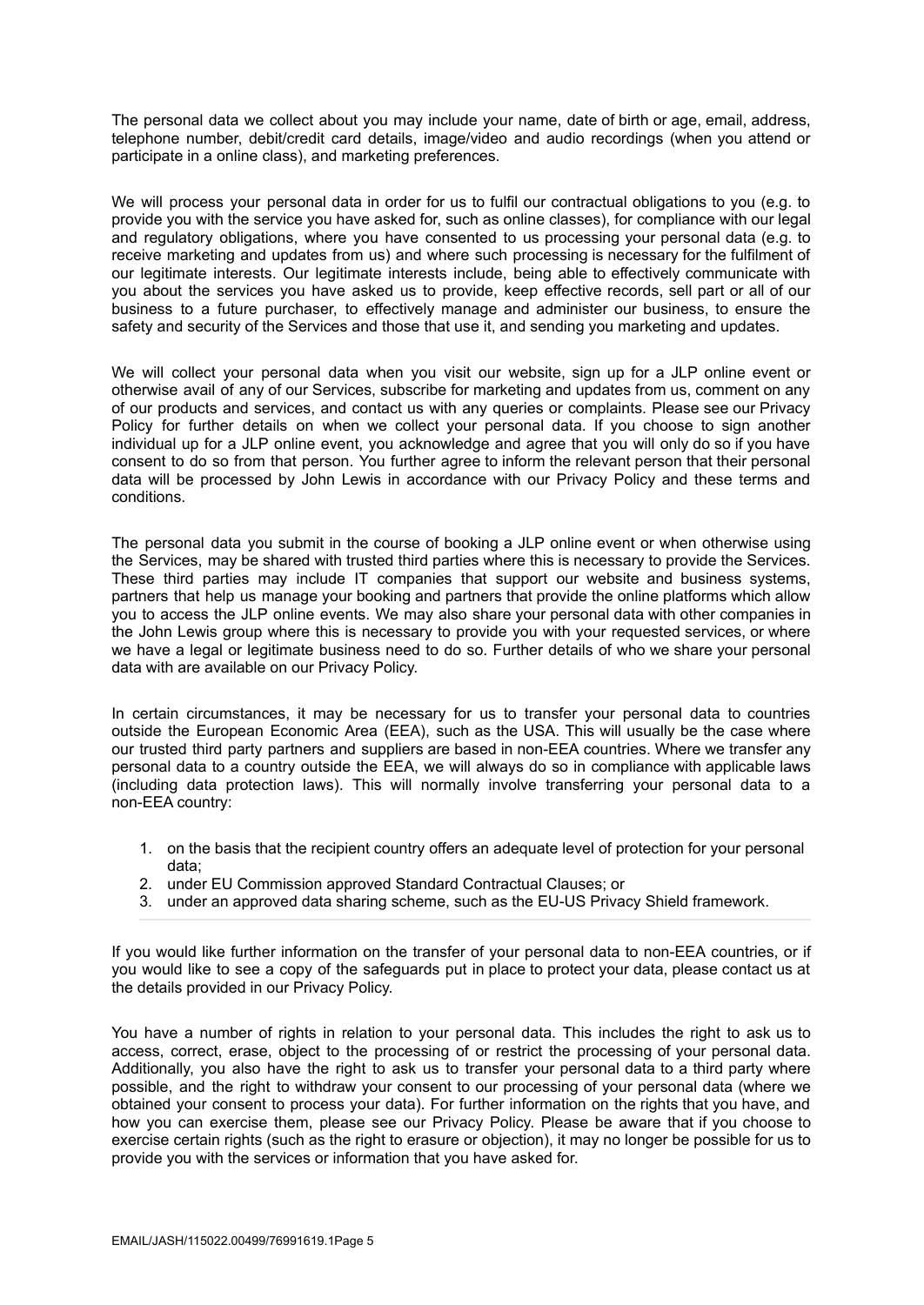The personal data we collect about you may include your name, date of birth or age, email, address, telephone number, debit/credit card details, image/video and audio recordings (when you attend or participate in a online class), and marketing preferences.

We will process your personal data in order for us to fulfil our contractual obligations to you (e.g. to provide you with the service you have asked for, such as online classes), for compliance with our legal and regulatory obligations, where you have consented to us processing your personal data (e.g. to receive marketing and updates from us) and where such processing is necessary for the fulfilment of our legitimate interests. Our legitimate interests include, being able to effectively communicate with you about the services you have asked us to provide, keep effective records, sell part or all of our business to a future purchaser, to effectively manage and administer our business, to ensure the safety and security of the Services and those that use it, and sending you marketing and updates.

We will collect your personal data when you visit our website, sign up for a JLP online event or otherwise avail of any of our Services, subscribe for marketing and updates from us, comment on any of our products and services, and contact us with any queries or complaints. Please see our Privacy Policy for further details on when we collect your personal data. If you choose to sign another individual up for a JLP online event, you acknowledge and agree that you will only do so if you have consent to do so from that person. You further agree to inform the relevant person that their personal data will be processed by John Lewis in accordance with our Privacy Policy and these terms and conditions.

The personal data you submit in the course of booking a JLP online event or when otherwise using the Services, may be shared with trusted third parties where this is necessary to provide the Services. These third parties may include IT companies that support our website and business systems, partners that help us manage your booking and partners that provide the online platforms which allow you to access the JLP online events. We may also share your personal data with other companies in the John Lewis group where this is necessary to provide you with your requested services, or where we have a legal or legitimate business need to do so. Further details of who we share your personal data with are available on our Privacy Policy.

In certain circumstances, it may be necessary for us to transfer your personal data to countries outside the European Economic Area (EEA), such as the USA. This will usually be the case where our trusted third party partners and suppliers are based in non-EEA countries. Where we transfer any personal data to a country outside the EEA, we will always do so in compliance with applicable laws (including data protection laws). This will normally involve transferring your personal data to a non-EEA country:

1. on the basis that the recipient country offers an adequate level of protection for your personal data;
2. under EU Commission approved Standard Contractual Clauses; or
3. under an approved data sharing scheme, such as the EU-US Privacy Shield framework.

If you would like further information on the transfer of your personal data to non-EEA countries, or if you would like to see a copy of the safeguards put in place to protect your data, please contact us at the details provided in our Privacy Policy.

You have a number of rights in relation to your personal data. This includes the right to ask us to access, correct, erase, object to the processing of or restrict the processing of your personal data. Additionally, you also have the right to ask us to transfer your personal data to a third party where possible, and the right to withdraw your consent to our processing of your personal data (where we obtained your consent to process your data). For further information on the rights that you have, and how you can exercise them, please see our Privacy Policy. Please be aware that if you choose to exercise certain rights (such as the right to erasure or objection), it may no longer be possible for us to provide you with the services or information that you have asked for.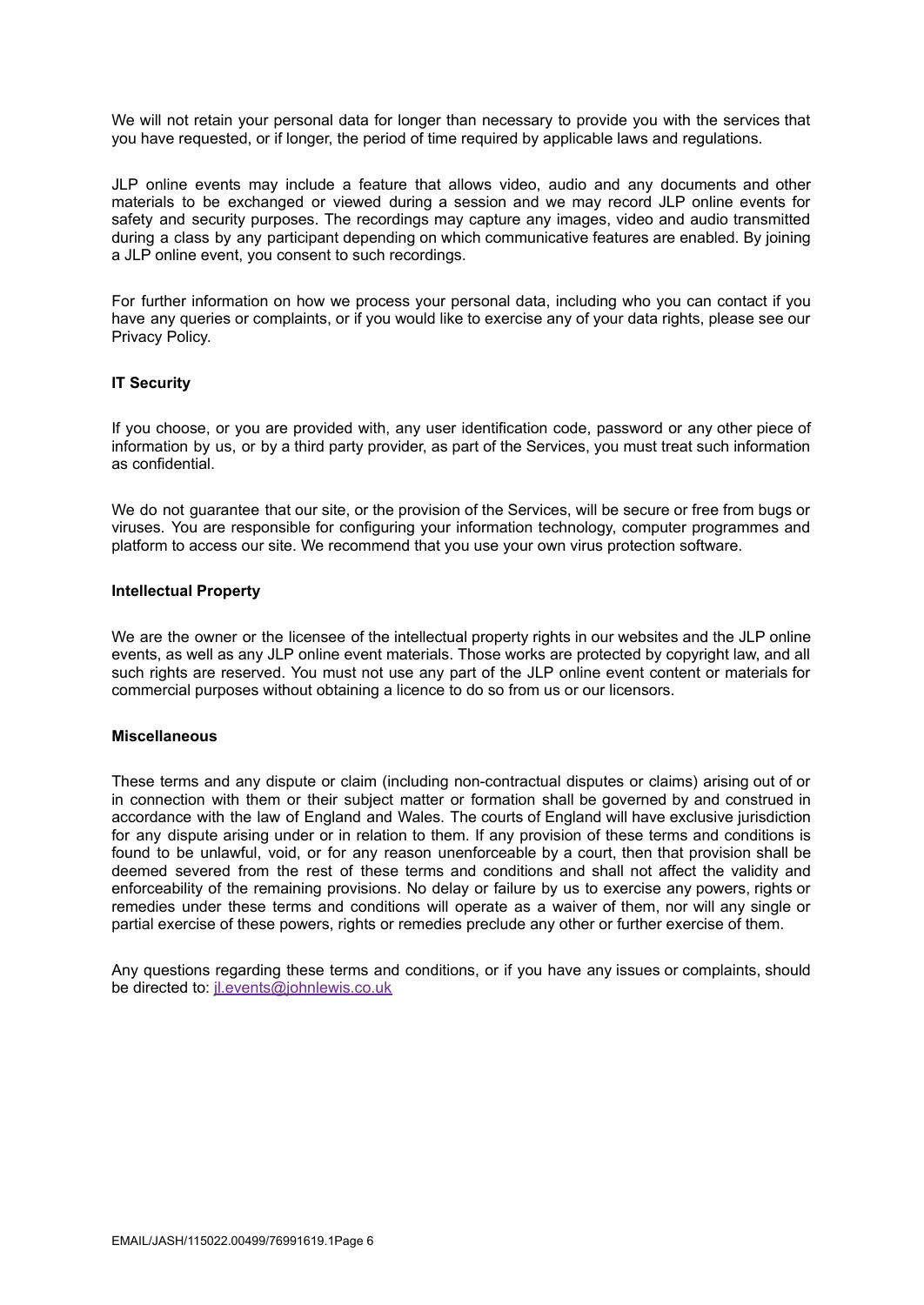We will not retain your personal data for longer than necessary to provide you with the services that you have requested, or if longer, the period of time required by applicable laws and regulations.

JLP online events may include a feature that allows video, audio and any documents and other materials to be exchanged or viewed during a session and we may record JLP online events for safety and security purposes. The recordings may capture any images, video and audio transmitted during a class by any participant depending on which communicative features are enabled. By joining a JLP online event, you consent to such recordings.

For further information on how we process your personal data, including who you can contact if you have any queries or complaints, or if you would like to exercise any of your data rights, please see our Privacy Policy.

**IT Security**

If you choose, or you are provided with, any user identification code, password or any other piece of information by us, or by a third party provider, as part of the Services, you must treat such information as confidential.

We do not guarantee that our site, or the provision of the Services, will be secure or free from bugs or viruses. You are responsible for configuring your information technology, computer programmes and platform to access our site. We recommend that you use your own virus protection software.

**Intellectual Property**

We are the owner or the licensee of the intellectual property rights in our websites and the JLP online events, as well as any JLP online event materials. Those works are protected by copyright law, and all such rights are reserved. You must not use any part of the JLP online event content or materials for commercial purposes without obtaining a licence to do so from us or our licensors.

**Miscellaneous**

These terms and any dispute or claim (including non-contractual disputes or claims) arising out of or in connection with them or their subject matter or formation shall be governed by and construed in accordance with the law of England and Wales. The courts of England will have exclusive jurisdiction for any dispute arising under or in relation to them. If any provision of these terms and conditions is found to be unlawful, void, or for any reason unenforceable by a court, then that provision shall be deemed severed from the rest of these terms and conditions and shall not affect the validity and enforceability of the remaining provisions. No delay or failure by us to exercise any powers, rights or remedies under these terms and conditions will operate as a waiver of them, nor will any single or partial exercise of these powers, rights or remedies preclude any other or further exercise of them.

Any questions regarding these terms and conditions, or if you have any issues or complaints, should be directed to: jl.events@johnlewis.co.uk

EMAIL/JASH/115022.00499/76991619.1